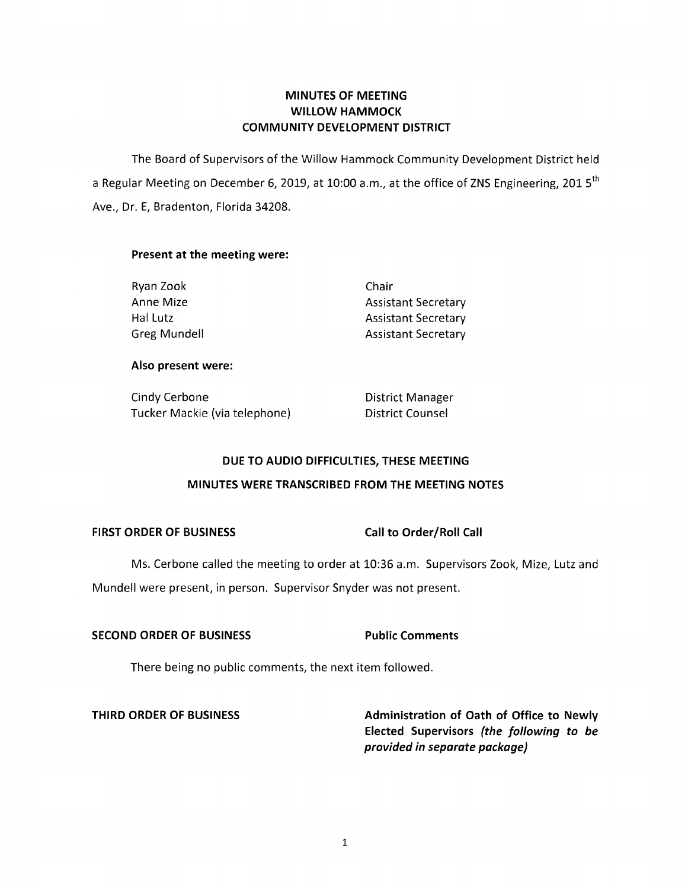# MINUTES OF MEETING
# WILLOW HAMMOCK
# COMMUNITY DEVELOPMENT DISTRICT

The Board of Supervisors of the Willow Hammock Community Development District held a Regular Meeting on December 6, 2019, at 10:00 a.m., at the office of ZNS Engineering, 201 5th Ave., Dr. E, Bradenton, Florida 34208.

**Present at the meeting were:**

| | |
|---|---|
| Ryan Zook | Chair |
| Anne Mize | Assistant Secretary |
| Hal Lutz | Assistant Secretary |
| Greg Mundell | Assistant Secretary |

**Also present were:**

| | |
|---|---|
| Cindy Cerbone | District Manager |
| Tucker Mackie (via telephone) | District Counsel |

**DUE TO AUDIO DIFFICULTIES, THESE MEETING MINUTES WERE TRANSCRIBED FROM THE MEETING NOTES**

**FIRST ORDER OF BUSINESS** **Call to Order/Roll Call**

Ms. Cerbone called the meeting to order at 10:36 a.m. Supervisors Zook, Mize, Lutz and Mundell were present, in person. Supervisor Snyder was not present.

**SECOND ORDER OF BUSINESS** **Public Comments**

There being no public comments, the next item followed.

**THIRD ORDER OF BUSINESS** **Administration of Oath of Office to Newly Elected Supervisors *(the following to be provided in separate package)***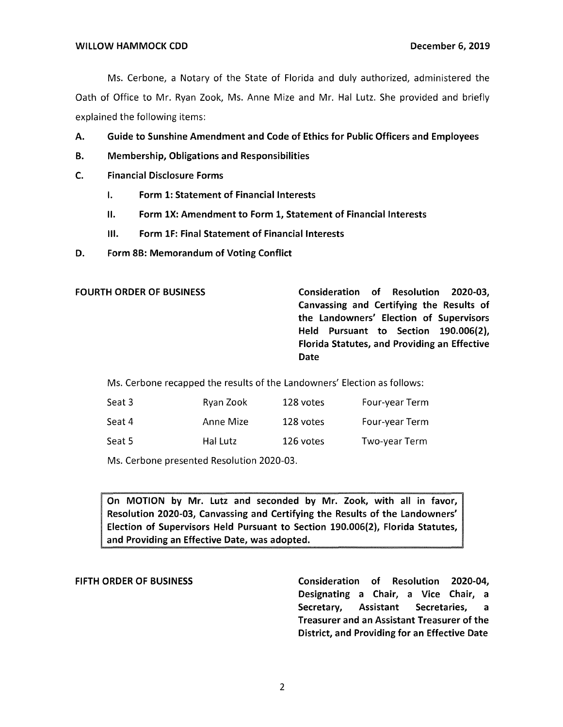Ms. Cerbone, a Notary of the State of Florida and duly authorized, administered the Oath of Office to Mr. Ryan Zook, Ms. Anne Mize and Mr. Hal Lutz. She provided and briefly explained the following items:

**A. Guide to Sunshine Amendment and Code of Ethics for Public Officers and Employees**

**B. Membership, Obligations and Responsibilities**

**C. Financial Disclosure Forms**

- **I. Form 1: Statement of Financial Interests**
- **II. Form 1X: Amendment to Form 1, Statement of Financial Interests**
- **III. Form 1F: Final Statement of Financial Interests**

**D. Form 8B: Memorandum of Voting Conflict**

**FOURTH ORDER OF BUSINESS** — **Consideration of Resolution 2020-03, Canvassing and Certifying the Results of the Landowners' Election of Supervisors Held Pursuant to Section 190.006(2), Florida Statutes, and Providing an Effective Date**

Ms. Cerbone recapped the results of the Landowners' Election as follows:

| | | | |
|---|---|---|---|
| Seat 3 | Ryan Zook | 128 votes | Four-year Term |
| Seat 4 | Anne Mize | 128 votes | Four-year Term |
| Seat 5 | Hal Lutz | 126 votes | Two-year Term |

Ms. Cerbone presented Resolution 2020-03.

> **On MOTION by Mr. Lutz and seconded by Mr. Zook, with all in favor, Resolution 2020-03, Canvassing and Certifying the Results of the Landowners' Election of Supervisors Held Pursuant to Section 190.006(2), Florida Statutes, and Providing an Effective Date, was adopted.**

**FIFTH ORDER OF BUSINESS** — **Consideration of Resolution 2020-04, Designating a Chair, a Vice Chair, a Secretary, Assistant Secretaries, a Treasurer and an Assistant Treasurer of the District, and Providing for an Effective Date**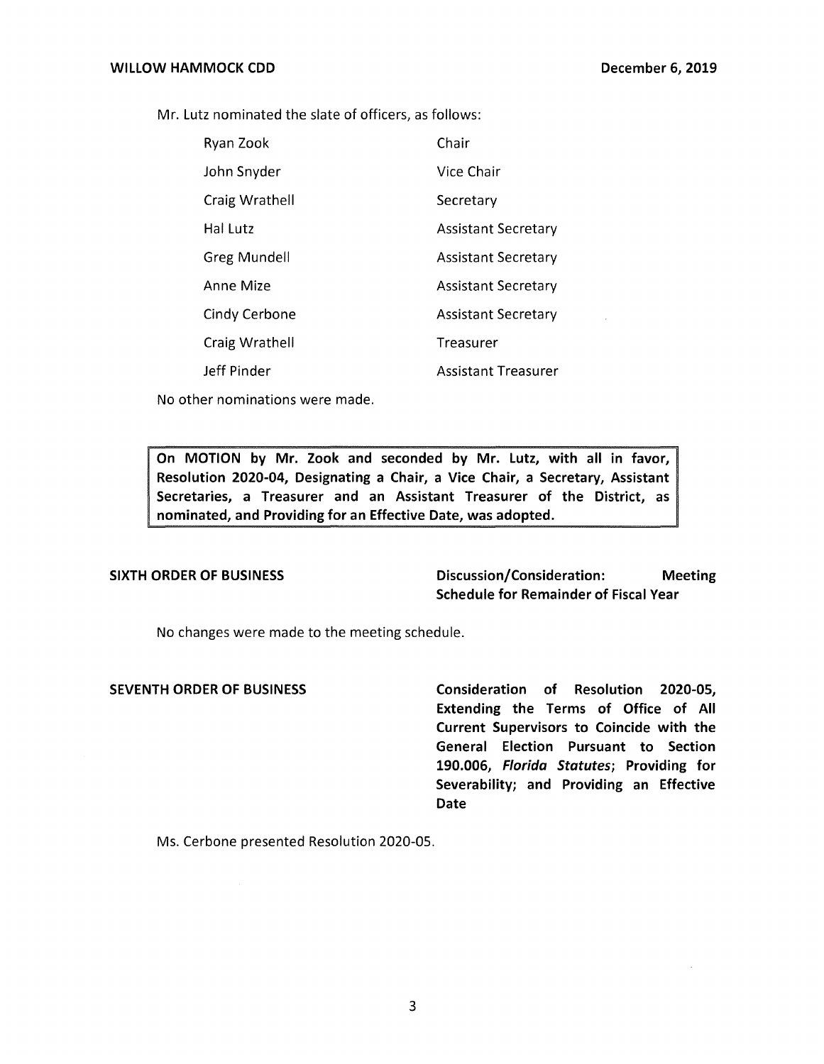Mr. Lutz nominated the slate of officers, as follows:

| | |
|---|---|
| Ryan Zook | Chair |
| John Snyder | Vice Chair |
| Craig Wrathell | Secretary |
| Hal Lutz | Assistant Secretary |
| Greg Mundell | Assistant Secretary |
| Anne Mize | Assistant Secretary |
| Cindy Cerbone | Assistant Secretary |
| Craig Wrathell | Treasurer |
| Jeff Pinder | Assistant Treasurer |

No other nominations were made.

**On MOTION by Mr. Zook and seconded by Mr. Lutz, with all in favor, Resolution 2020-04, Designating a Chair, a Vice Chair, a Secretary, Assistant Secretaries, a Treasurer and an Assistant Treasurer of the District, as nominated, and Providing for an Effective Date, was adopted.**

**SIXTH ORDER OF BUSINESS** **Discussion/Consideration: Meeting Schedule for Remainder of Fiscal Year**

No changes were made to the meeting schedule.

**SEVENTH ORDER OF BUSINESS** **Consideration of Resolution 2020-05, Extending the Terms of Office of All Current Supervisors to Coincide with the General Election Pursuant to Section 190.006, *Florida Statutes*; Providing for Severability; and Providing an Effective Date**

Ms. Cerbone presented Resolution 2020-05.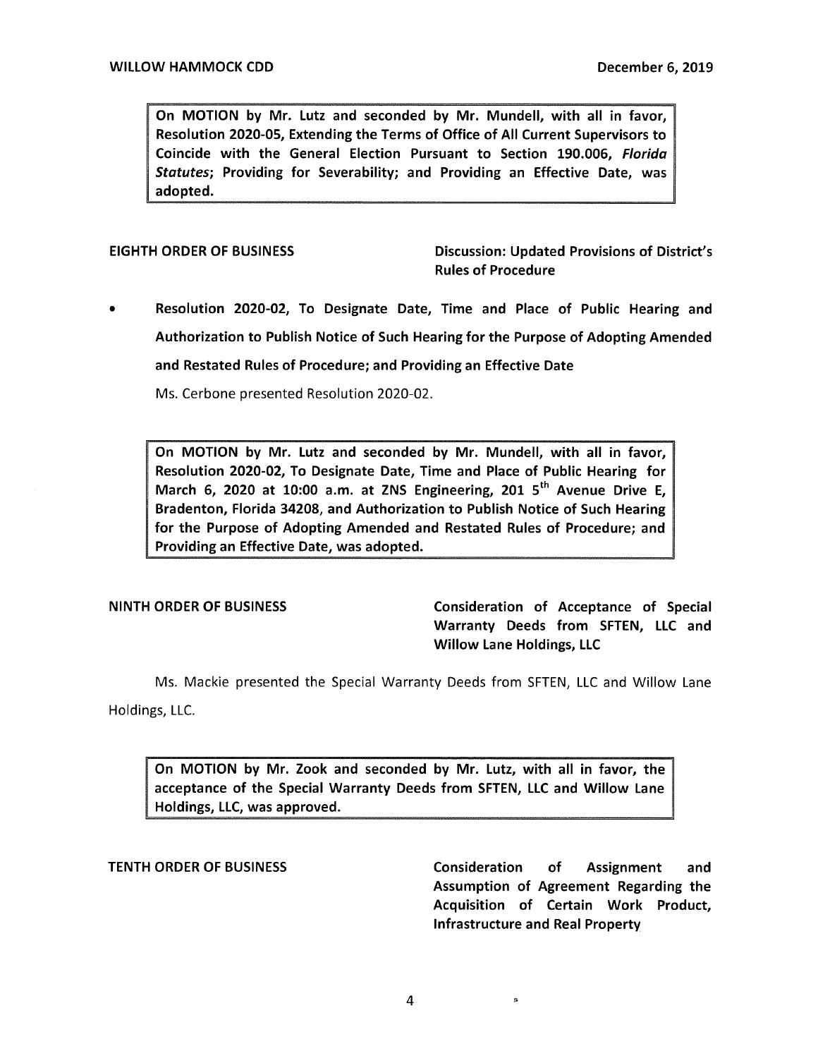**On MOTION by Mr. Lutz and seconded by Mr. Mundell, with all in favor, Resolution 2020-05, Extending the Terms of Office of All Current Supervisors to Coincide with the General Election Pursuant to Section 190.006, *Florida Statutes*; Providing for Severability; and Providing an Effective Date, was adopted.**

**EIGHTH ORDER OF BUSINESS** **Discussion: Updated Provisions of District's Rules of Procedure**

- **Resolution 2020-02, To Designate Date, Time and Place of Public Hearing and Authorization to Publish Notice of Such Hearing for the Purpose of Adopting Amended and Restated Rules of Procedure; and Providing an Effective Date**

  Ms. Cerbone presented Resolution 2020-02.

**On MOTION by Mr. Lutz and seconded by Mr. Mundell, with all in favor, Resolution 2020-02, To Designate Date, Time and Place of Public Hearing for March 6, 2020 at 10:00 a.m. at ZNS Engineering, 201 5th Avenue Drive E, Bradenton, Florida 34208, and Authorization to Publish Notice of Such Hearing for the Purpose of Adopting Amended and Restated Rules of Procedure; and Providing an Effective Date, was adopted.**

**NINTH ORDER OF BUSINESS** **Consideration of Acceptance of Special Warranty Deeds from SFTEN, LLC and Willow Lane Holdings, LLC**

Ms. Mackie presented the Special Warranty Deeds from SFTEN, LLC and Willow Lane Holdings, LLC.

**On MOTION by Mr. Zook and seconded by Mr. Lutz, with all in favor, the acceptance of the Special Warranty Deeds from SFTEN, LLC and Willow Lane Holdings, LLC, was approved.**

**TENTH ORDER OF BUSINESS** **Consideration of Assignment and Assumption of Agreement Regarding the Acquisition of Certain Work Product, Infrastructure and Real Property**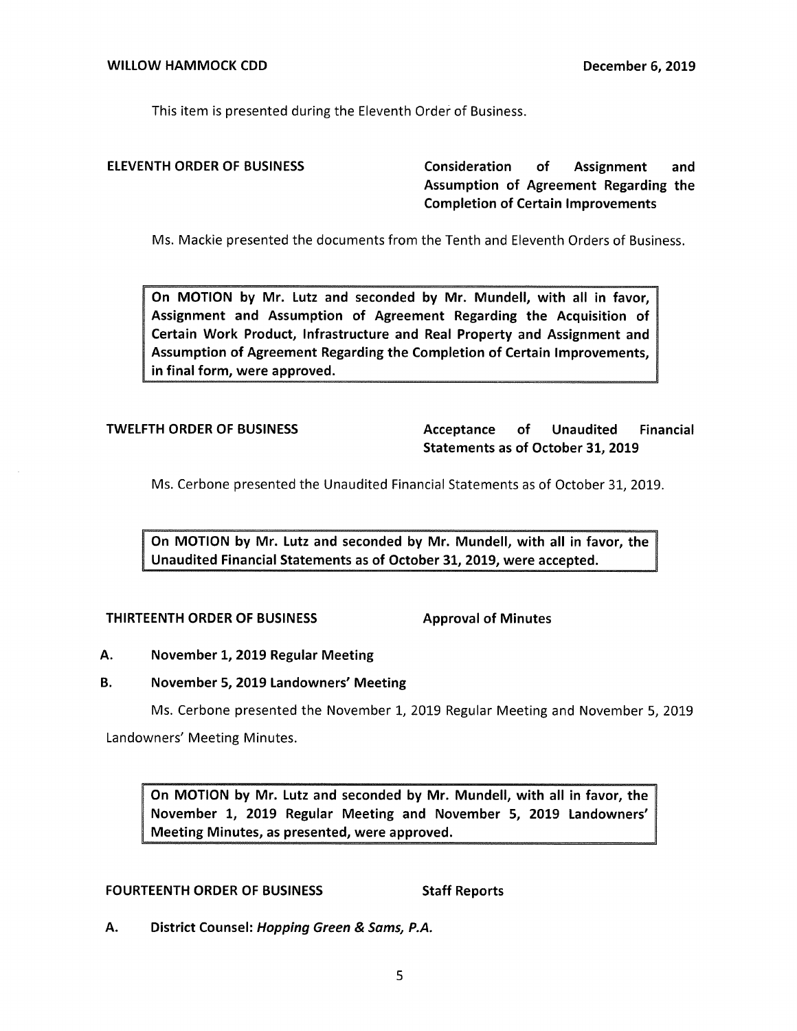This item is presented during the Eleventh Order of Business.

**ELEVENTH ORDER OF BUSINESS** **Consideration of Assignment and Assumption of Agreement Regarding the Completion of Certain Improvements**

Ms. Mackie presented the documents from the Tenth and Eleventh Orders of Business.

> **On MOTION by Mr. Lutz and seconded by Mr. Mundell, with all in favor, Assignment and Assumption of Agreement Regarding the Acquisition of Certain Work Product, Infrastructure and Real Property and Assignment and Assumption of Agreement Regarding the Completion of Certain Improvements, in final form, were approved.**

**TWELFTH ORDER OF BUSINESS** **Acceptance of Unaudited Financial Statements as of October 31, 2019**

Ms. Cerbone presented the Unaudited Financial Statements as of October 31, 2019.

> **On MOTION by Mr. Lutz and seconded by Mr. Mundell, with all in favor, the Unaudited Financial Statements as of October 31, 2019, were accepted.**

**THIRTEENTH ORDER OF BUSINESS** **Approval of Minutes**

**A. November 1, 2019 Regular Meeting**

**B. November 5, 2019 Landowners' Meeting**

Ms. Cerbone presented the November 1, 2019 Regular Meeting and November 5, 2019 Landowners' Meeting Minutes.

> **On MOTION by Mr. Lutz and seconded by Mr. Mundell, with all in favor, the November 1, 2019 Regular Meeting and November 5, 2019 Landowners' Meeting Minutes, as presented, were approved.**

**FOURTEENTH ORDER OF BUSINESS** **Staff Reports**

**A. District Counsel: *Hopping Green & Sams, P.A.***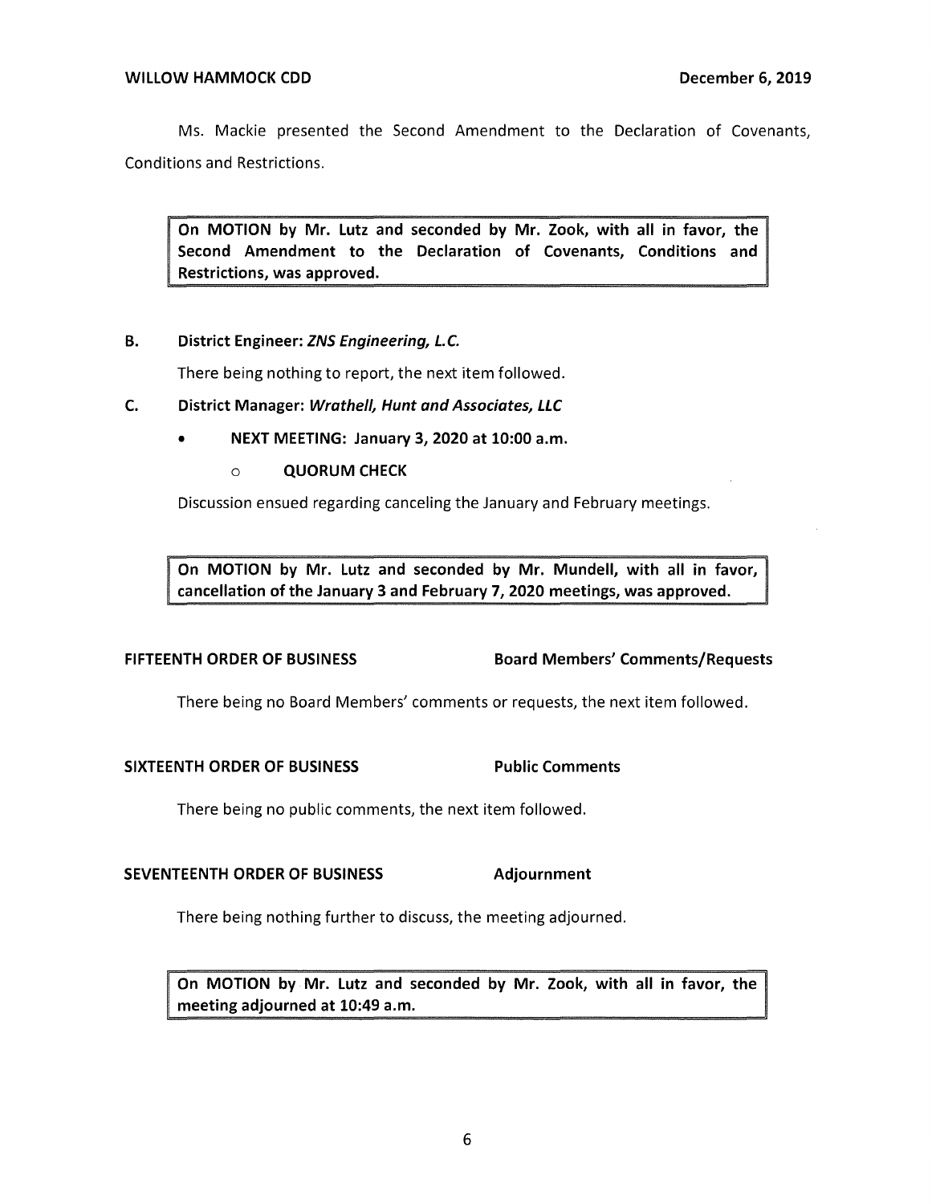Ms. Mackie presented the Second Amendment to the Declaration of Covenants, Conditions and Restrictions.

**On MOTION by Mr. Lutz and seconded by Mr. Zook, with all in favor, the Second Amendment to the Declaration of Covenants, Conditions and Restrictions, was approved.**

**B. District Engineer: *ZNS Engineering, L.C.***

There being nothing to report, the next item followed.

**C. District Manager: *Wrathell, Hunt and Associates, LLC***

- **NEXT MEETING: January 3, 2020 at 10:00 a.m.**
  - **QUORUM CHECK**

Discussion ensued regarding canceling the January and February meetings.

**On MOTION by Mr. Lutz and seconded by Mr. Mundell, with all in favor, cancellation of the January 3 and February 7, 2020 meetings, was approved.**

**FIFTEENTH ORDER OF BUSINESS — Board Members' Comments/Requests**

There being no Board Members' comments or requests, the next item followed.

**SIXTEENTH ORDER OF BUSINESS — Public Comments**

There being no public comments, the next item followed.

**SEVENTEENTH ORDER OF BUSINESS — Adjournment**

There being nothing further to discuss, the meeting adjourned.

**On MOTION by Mr. Lutz and seconded by Mr. Zook, with all in favor, the meeting adjourned at 10:49 a.m.**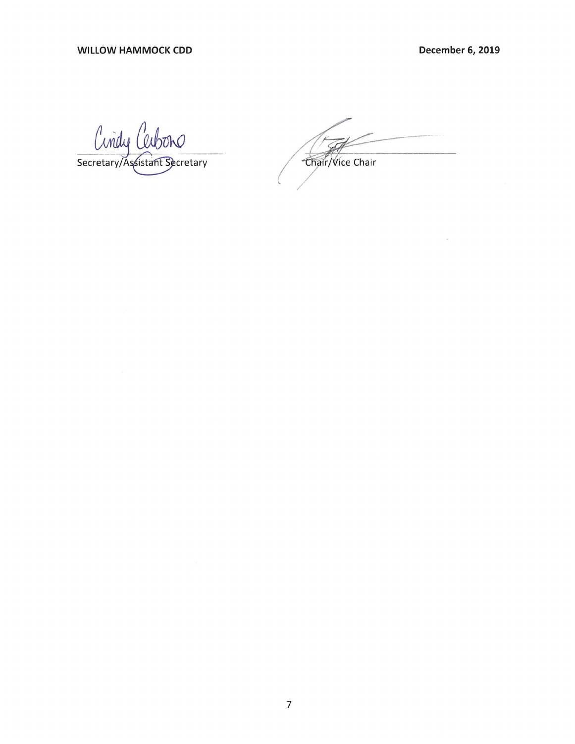Cindy Cerbono

Secretary/Assistant Secretary

Chair/Vice Chair